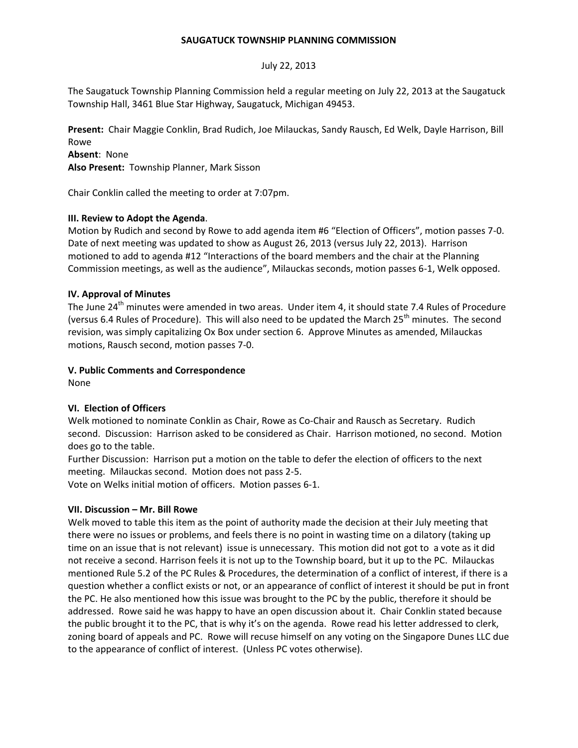**SAUGATUCK TOWNSHIP PLANNING COMMISSION**

July 22, 2013

The Saugatuck Township Planning Commission held a regular meeting on July 22, 2013 at the Saugatuck Township Hall, 3461 Blue Star Highway, Saugatuck, Michigan 49453.

**Present:** Chair Maggie Conklin, Brad Rudich, Joe Milauckas, Sandy Rausch, Ed Welk, Dayle Harrison, Bill Rowe
**Absent**: None
**Also Present:** Township Planner, Mark Sisson

Chair Conklin called the meeting to order at 7:07pm.

**III. Review to Adopt the Agenda**.

Motion by Rudich and second by Rowe to add agenda item #6 "Election of Officers", motion passes 7-0. Date of next meeting was updated to show as August 26, 2013 (versus July 22, 2013). Harrison motioned to add to agenda #12 "Interactions of the board members and the chair at the Planning Commission meetings, as well as the audience", Milauckas seconds, motion passes 6-1, Welk opposed.

**IV. Approval of Minutes**

The June 24th minutes were amended in two areas. Under item 4, it should state 7.4 Rules of Procedure (versus 6.4 Rules of Procedure). This will also need to be updated the March 25th minutes. The second revision, was simply capitalizing Ox Box under section 6. Approve Minutes as amended, Milauckas motions, Rausch second, motion passes 7-0.

**V. Public Comments and Correspondence**

None

**VI. Election of Officers**

Welk motioned to nominate Conklin as Chair, Rowe as Co-Chair and Rausch as Secretary. Rudich second. Discussion: Harrison asked to be considered as Chair. Harrison motioned, no second. Motion does go to the table.

Further Discussion: Harrison put a motion on the table to defer the election of officers to the next meeting. Milauckas second. Motion does not pass 2-5.

Vote on Welks initial motion of officers. Motion passes 6-1.

**VII. Discussion – Mr. Bill Rowe**

Welk moved to table this item as the point of authority made the decision at their July meeting that there were no issues or problems, and feels there is no point in wasting time on a dilatory (taking up time on an issue that is not relevant) issue is unnecessary. This motion did not got to a vote as it did not receive a second. Harrison feels it is not up to the Township board, but it up to the PC. Milauckas mentioned Rule 5.2 of the PC Rules & Procedures, the determination of a conflict of interest, if there is a question whether a conflict exists or not, or an appearance of conflict of interest it should be put in front the PC. He also mentioned how this issue was brought to the PC by the public, therefore it should be addressed. Rowe said he was happy to have an open discussion about it. Chair Conklin stated because the public brought it to the PC, that is why it's on the agenda. Rowe read his letter addressed to clerk, zoning board of appeals and PC. Rowe will recuse himself on any voting on the Singapore Dunes LLC due to the appearance of conflict of interest. (Unless PC votes otherwise).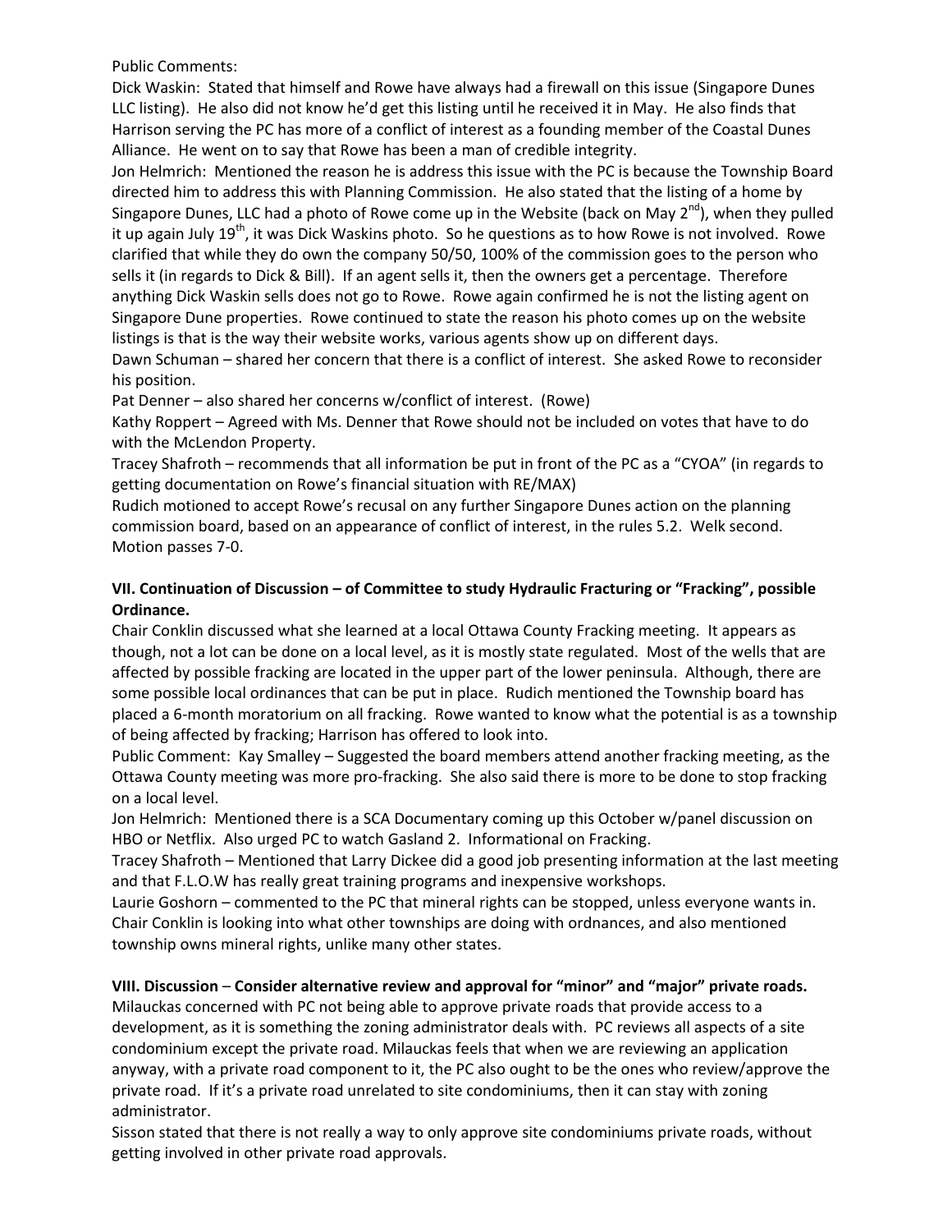Public Comments:

Dick Waskin: Stated that himself and Rowe have always had a firewall on this issue (Singapore Dunes LLC listing). He also did not know he'd get this listing until he received it in May. He also finds that Harrison serving the PC has more of a conflict of interest as a founding member of the Coastal Dunes Alliance. He went on to say that Rowe has been a man of credible integrity.

Jon Helmrich: Mentioned the reason he is address this issue with the PC is because the Township Board directed him to address this with Planning Commission. He also stated that the listing of a home by Singapore Dunes, LLC had a photo of Rowe come up in the Website (back on May 2nd), when they pulled it up again July 19th, it was Dick Waskins photo. So he questions as to how Rowe is not involved. Rowe clarified that while they do own the company 50/50, 100% of the commission goes to the person who sells it (in regards to Dick & Bill). If an agent sells it, then the owners get a percentage. Therefore anything Dick Waskin sells does not go to Rowe. Rowe again confirmed he is not the listing agent on Singapore Dune properties. Rowe continued to state the reason his photo comes up on the website listings is that is the way their website works, various agents show up on different days.

Dawn Schuman – shared her concern that there is a conflict of interest. She asked Rowe to reconsider his position.

Pat Denner – also shared her concerns w/conflict of interest. (Rowe)

Kathy Roppert – Agreed with Ms. Denner that Rowe should not be included on votes that have to do with the McLendon Property.

Tracey Shafroth – recommends that all information be put in front of the PC as a "CYOA" (in regards to getting documentation on Rowe's financial situation with RE/MAX)

Rudich motioned to accept Rowe's recusal on any further Singapore Dunes action on the planning commission board, based on an appearance of conflict of interest, in the rules 5.2. Welk second. Motion passes 7-0.

**VII. Continuation of Discussion – of Committee to study Hydraulic Fracturing or "Fracking", possible Ordinance.**

Chair Conklin discussed what she learned at a local Ottawa County Fracking meeting. It appears as though, not a lot can be done on a local level, as it is mostly state regulated. Most of the wells that are affected by possible fracking are located in the upper part of the lower peninsula. Although, there are some possible local ordinances that can be put in place. Rudich mentioned the Township board has placed a 6-month moratorium on all fracking. Rowe wanted to know what the potential is as a township of being affected by fracking; Harrison has offered to look into.

Public Comment: Kay Smalley – Suggested the board members attend another fracking meeting, as the Ottawa County meeting was more pro-fracking. She also said there is more to be done to stop fracking on a local level.

Jon Helmrich: Mentioned there is a SCA Documentary coming up this October w/panel discussion on HBO or Netflix. Also urged PC to watch Gasland 2. Informational on Fracking.

Tracey Shafroth – Mentioned that Larry Dickee did a good job presenting information at the last meeting and that F.L.O.W has really great training programs and inexpensive workshops.

Laurie Goshorn – commented to the PC that mineral rights can be stopped, unless everyone wants in.

Chair Conklin is looking into what other townships are doing with ordnances, and also mentioned township owns mineral rights, unlike many other states.

**VIII. Discussion – Consider alternative review and approval for "minor" and "major" private roads.**

Milauckas concerned with PC not being able to approve private roads that provide access to a development, as it is something the zoning administrator deals with. PC reviews all aspects of a site condominium except the private road. Milauckas feels that when we are reviewing an application anyway, with a private road component to it, the PC also ought to be the ones who review/approve the private road. If it's a private road unrelated to site condominiums, then it can stay with zoning administrator.

Sisson stated that there is not really a way to only approve site condominiums private roads, without getting involved in other private road approvals.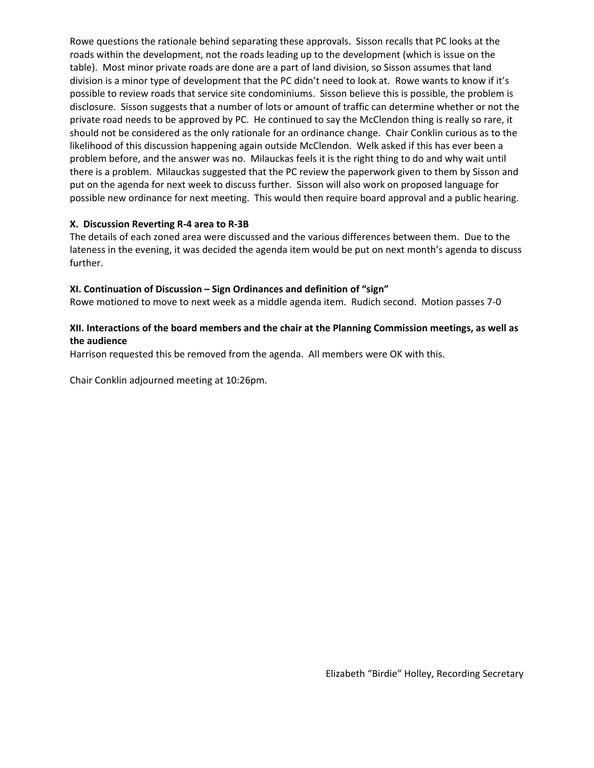Rowe questions the rationale behind separating these approvals. Sisson recalls that PC looks at the roads within the development, not the roads leading up to the development (which is issue on the table). Most minor private roads are done are a part of land division, so Sisson assumes that land division is a minor type of development that the PC didn't need to look at. Rowe wants to know if it's possible to review roads that service site condominiums. Sisson believe this is possible, the problem is disclosure. Sisson suggests that a number of lots or amount of traffic can determine whether or not the private road needs to be approved by PC. He continued to say the McClendon thing is really so rare, it should not be considered as the only rationale for an ordinance change. Chair Conklin curious as to the likelihood of this discussion happening again outside McClendon. Welk asked if this has ever been a problem before, and the answer was no. Milauckas feels it is the right thing to do and why wait until there is a problem. Milauckas suggested that the PC review the paperwork given to them by Sisson and put on the agenda for next week to discuss further. Sisson will also work on proposed language for possible new ordinance for next meeting. This would then require board approval and a public hearing.

**X. Discussion Reverting R-4 area to R-3B**

The details of each zoned area were discussed and the various differences between them. Due to the lateness in the evening, it was decided the agenda item would be put on next month's agenda to discuss further.

**XI. Continuation of Discussion – Sign Ordinances and definition of "sign"**

Rowe motioned to move to next week as a middle agenda item. Rudich second. Motion passes 7-0

**XII. Interactions of the board members and the chair at the Planning Commission meetings, as well as the audience**

Harrison requested this be removed from the agenda. All members were OK with this.

Chair Conklin adjourned meeting at 10:26pm.

Elizabeth "Birdie" Holley, Recording Secretary